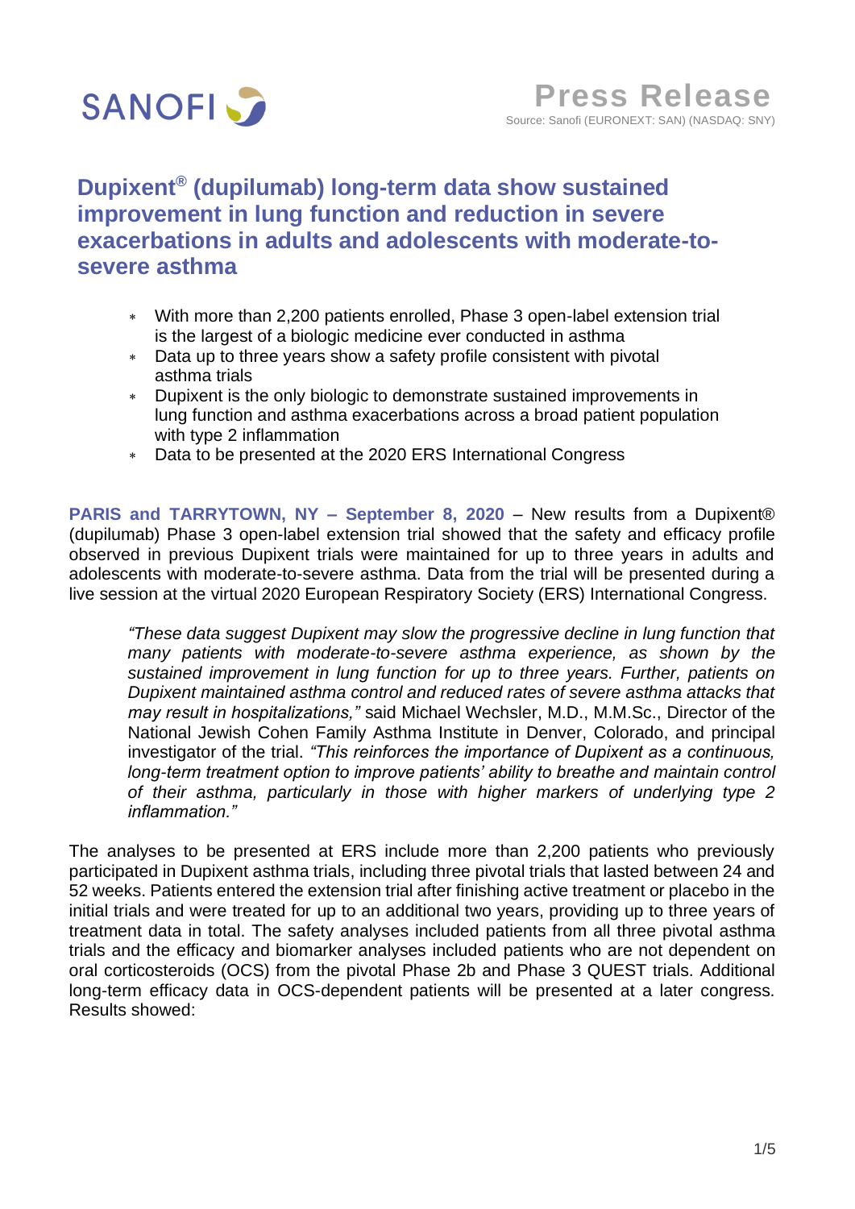SANOFI

**Press Release**
Source: Sanofi (EURONEXT: SAN) (NASDAQ: SNY)

# Dupixent® (dupilumab) long-term data show sustained improvement in lung function and reduction in severe exacerbations in adults and adolescents with moderate-to-severe asthma

- With more than 2,200 patients enrolled, Phase 3 open-label extension trial is the largest of a biologic medicine ever conducted in asthma
- Data up to three years show a safety profile consistent with pivotal asthma trials
- Dupixent is the only biologic to demonstrate sustained improvements in lung function and asthma exacerbations across a broad patient population with type 2 inflammation
- Data to be presented at the 2020 ERS International Congress

**PARIS and TARRYTOWN, NY – September 8, 2020** – New results from a Dupixent® (dupilumab) Phase 3 open-label extension trial showed that the safety and efficacy profile observed in previous Dupixent trials were maintained for up to three years in adults and adolescents with moderate-to-severe asthma. Data from the trial will be presented during a live session at the virtual 2020 European Respiratory Society (ERS) International Congress.

> *"These data suggest Dupixent may slow the progressive decline in lung function that many patients with moderate-to-severe asthma experience, as shown by the sustained improvement in lung function for up to three years. Further, patients on Dupixent maintained asthma control and reduced rates of severe asthma attacks that may result in hospitalizations,"* said Michael Wechsler, M.D., M.M.Sc., Director of the National Jewish Cohen Family Asthma Institute in Denver, Colorado, and principal investigator of the trial. *"This reinforces the importance of Dupixent as a continuous, long-term treatment option to improve patients' ability to breathe and maintain control of their asthma, particularly in those with higher markers of underlying type 2 inflammation."*

The analyses to be presented at ERS include more than 2,200 patients who previously participated in Dupixent asthma trials, including three pivotal trials that lasted between 24 and 52 weeks. Patients entered the extension trial after finishing active treatment or placebo in the initial trials and were treated for up to an additional two years, providing up to three years of treatment data in total. The safety analyses included patients from all three pivotal asthma trials and the efficacy and biomarker analyses included patients who are not dependent on oral corticosteroids (OCS) from the pivotal Phase 2b and Phase 3 QUEST trials. Additional long-term efficacy data in OCS-dependent patients will be presented at a later congress. Results showed: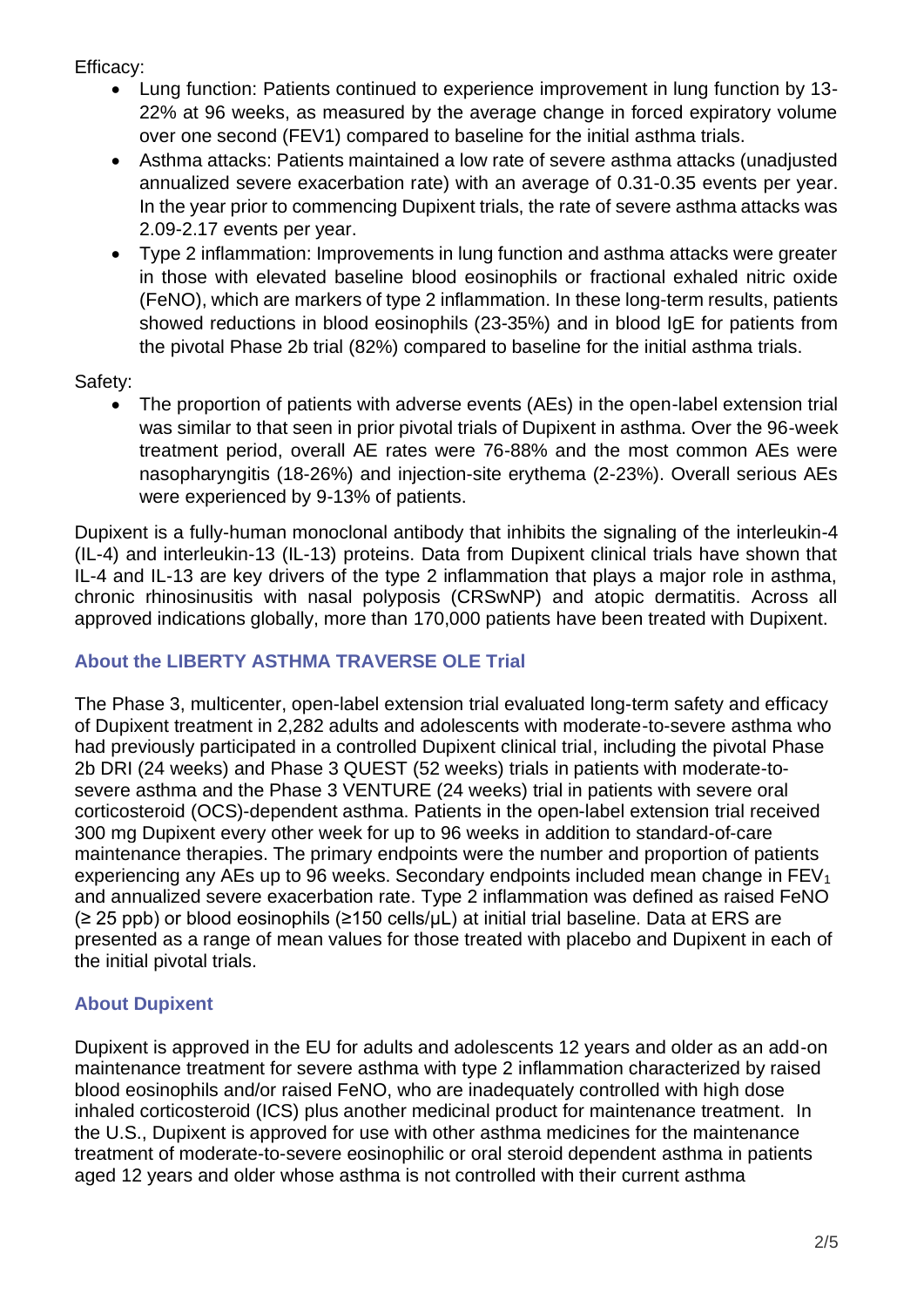Efficacy:

- Lung function: Patients continued to experience improvement in lung function by 13-22% at 96 weeks, as measured by the average change in forced expiratory volume over one second (FEV1) compared to baseline for the initial asthma trials.
- Asthma attacks: Patients maintained a low rate of severe asthma attacks (unadjusted annualized severe exacerbation rate) with an average of 0.31-0.35 events per year. In the year prior to commencing Dupixent trials, the rate of severe asthma attacks was 2.09-2.17 events per year.
- Type 2 inflammation: Improvements in lung function and asthma attacks were greater in those with elevated baseline blood eosinophils or fractional exhaled nitric oxide (FeNO), which are markers of type 2 inflammation. In these long-term results, patients showed reductions in blood eosinophils (23-35%) and in blood IgE for patients from the pivotal Phase 2b trial (82%) compared to baseline for the initial asthma trials.

Safety:

- The proportion of patients with adverse events (AEs) in the open-label extension trial was similar to that seen in prior pivotal trials of Dupixent in asthma. Over the 96-week treatment period, overall AE rates were 76-88% and the most common AEs were nasopharyngitis (18-26%) and injection-site erythema (2-23%). Overall serious AEs were experienced by 9-13% of patients.

Dupixent is a fully-human monoclonal antibody that inhibits the signaling of the interleukin-4 (IL-4) and interleukin-13 (IL-13) proteins. Data from Dupixent clinical trials have shown that IL-4 and IL-13 are key drivers of the type 2 inflammation that plays a major role in asthma, chronic rhinosinusitis with nasal polyposis (CRSwNP) and atopic dermatitis. Across all approved indications globally, more than 170,000 patients have been treated with Dupixent.

## About the LIBERTY ASTHMA TRAVERSE OLE Trial

The Phase 3, multicenter, open-label extension trial evaluated long-term safety and efficacy of Dupixent treatment in 2,282 adults and adolescents with moderate-to-severe asthma who had previously participated in a controlled Dupixent clinical trial, including the pivotal Phase 2b DRI (24 weeks) and Phase 3 QUEST (52 weeks) trials in patients with moderate-to-severe asthma and the Phase 3 VENTURE (24 weeks) trial in patients with severe oral corticosteroid (OCS)-dependent asthma. Patients in the open-label extension trial received 300 mg Dupixent every other week for up to 96 weeks in addition to standard-of-care maintenance therapies. The primary endpoints were the number and proportion of patients experiencing any AEs up to 96 weeks. Secondary endpoints included mean change in $FEV_1$ and annualized severe exacerbation rate. Type 2 inflammation was defined as raised FeNO ($\geq$ 25 ppb) or blood eosinophils ($\geq$150 cells/μL) at initial trial baseline. Data at ERS are presented as a range of mean values for those treated with placebo and Dupixent in each of the initial pivotal trials.

## About Dupixent

Dupixent is approved in the EU for adults and adolescents 12 years and older as an add-on maintenance treatment for severe asthma with type 2 inflammation characterized by raised blood eosinophils and/or raised FeNO, who are inadequately controlled with high dose inhaled corticosteroid (ICS) plus another medicinal product for maintenance treatment. In the U.S., Dupixent is approved for use with other asthma medicines for the maintenance treatment of moderate-to-severe eosinophilic or oral steroid dependent asthma in patients aged 12 years and older whose asthma is not controlled with their current asthma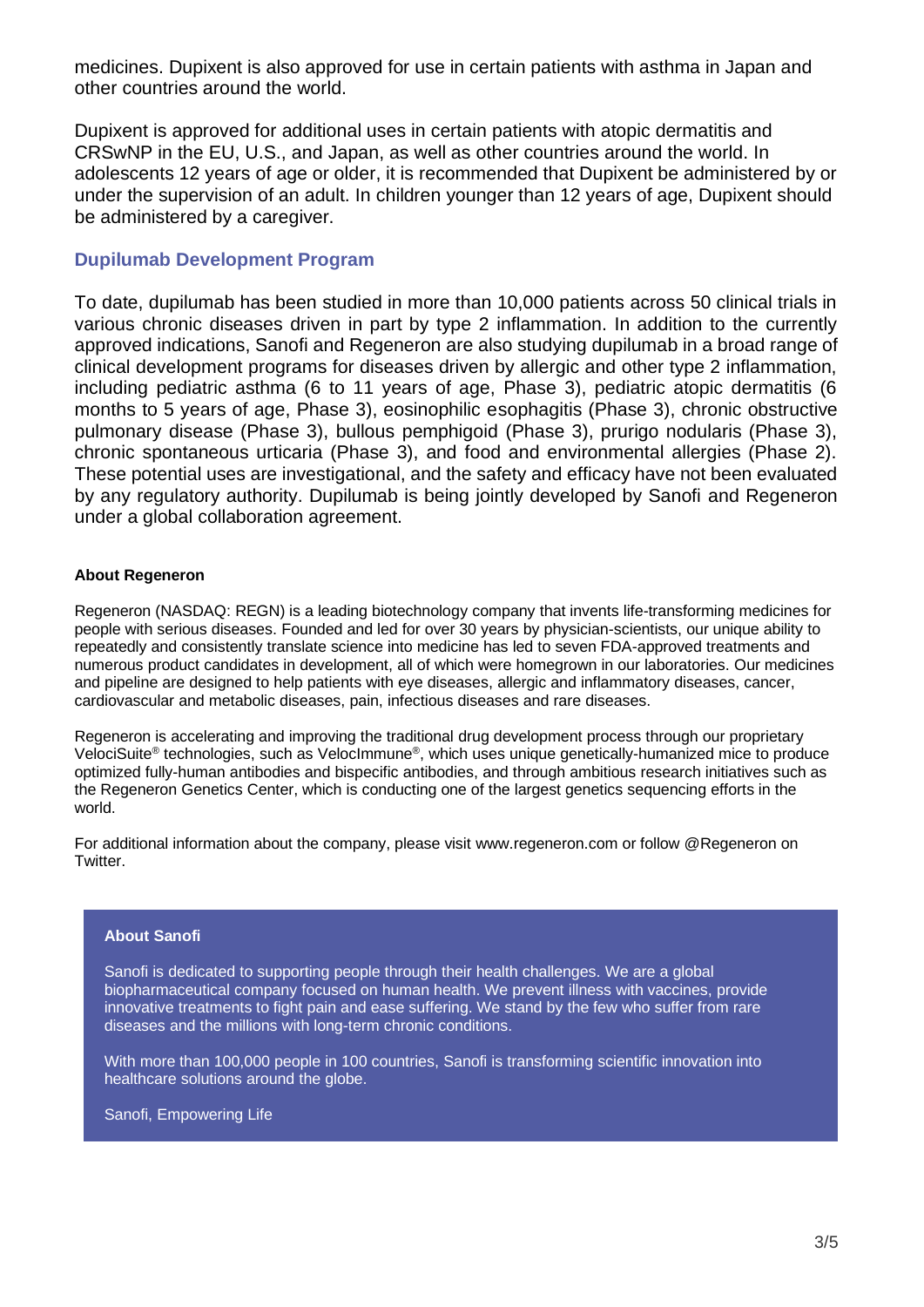medicines. Dupixent is also approved for use in certain patients with asthma in Japan and other countries around the world.

Dupixent is approved for additional uses in certain patients with atopic dermatitis and CRSwNP in the EU, U.S., and Japan, as well as other countries around the world. In adolescents 12 years of age or older, it is recommended that Dupixent be administered by or under the supervision of an adult. In children younger than 12 years of age, Dupixent should be administered by a caregiver.

## Dupilumab Development Program

To date, dupilumab has been studied in more than 10,000 patients across 50 clinical trials in various chronic diseases driven in part by type 2 inflammation. In addition to the currently approved indications, Sanofi and Regeneron are also studying dupilumab in a broad range of clinical development programs for diseases driven by allergic and other type 2 inflammation, including pediatric asthma (6 to 11 years of age, Phase 3), pediatric atopic dermatitis (6 months to 5 years of age, Phase 3), eosinophilic esophagitis (Phase 3), chronic obstructive pulmonary disease (Phase 3), bullous pemphigoid (Phase 3), prurigo nodularis (Phase 3), chronic spontaneous urticaria (Phase 3), and food and environmental allergies (Phase 2). These potential uses are investigational, and the safety and efficacy have not been evaluated by any regulatory authority. Dupilumab is being jointly developed by Sanofi and Regeneron under a global collaboration agreement.

**About Regeneron**

Regeneron (NASDAQ: REGN) is a leading biotechnology company that invents life-transforming medicines for people with serious diseases. Founded and led for over 30 years by physician-scientists, our unique ability to repeatedly and consistently translate science into medicine has led to seven FDA-approved treatments and numerous product candidates in development, all of which were homegrown in our laboratories. Our medicines and pipeline are designed to help patients with eye diseases, allergic and inflammatory diseases, cancer, cardiovascular and metabolic diseases, pain, infectious diseases and rare diseases.

Regeneron is accelerating and improving the traditional drug development process through our proprietary VelociSuite® technologies, such as VelocImmune®, which uses unique genetically-humanized mice to produce optimized fully-human antibodies and bispecific antibodies, and through ambitious research initiatives such as the Regeneron Genetics Center, which is conducting one of the largest genetics sequencing efforts in the world.

For additional information about the company, please visit www.regeneron.com or follow @Regeneron on Twitter.

**About Sanofi**

Sanofi is dedicated to supporting people through their health challenges. We are a global biopharmaceutical company focused on human health. We prevent illness with vaccines, provide innovative treatments to fight pain and ease suffering. We stand by the few who suffer from rare diseases and the millions with long-term chronic conditions.

With more than 100,000 people in 100 countries, Sanofi is transforming scientific innovation into healthcare solutions around the globe.

Sanofi, Empowering Life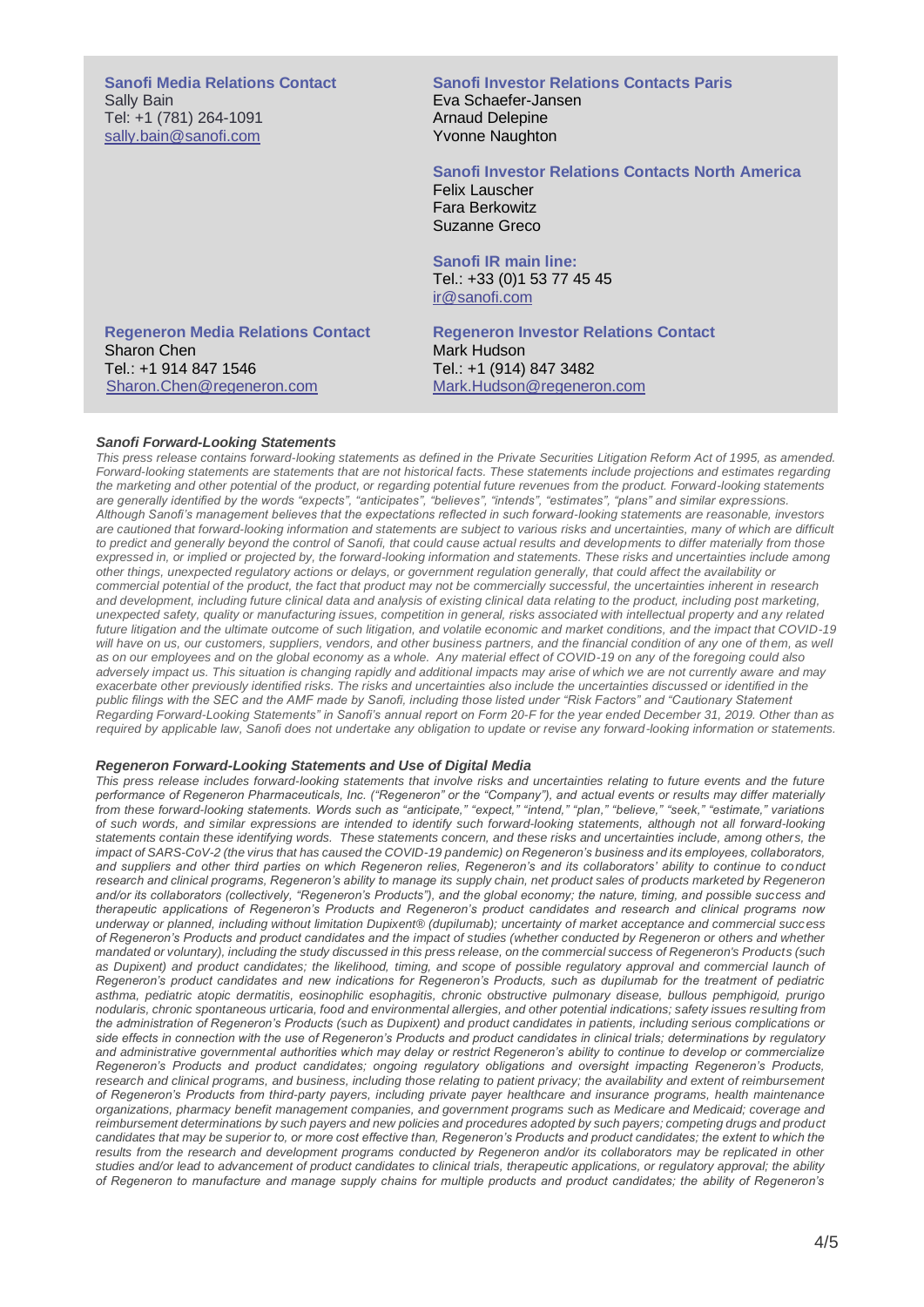**Sanofi Media Relations Contact**
Sally Bain
Tel: +1 (781) 264-1091
sally.bain@sanofi.com

**Sanofi Investor Relations Contacts Paris**
Eva Schaefer-Jansen
Arnaud Delepine
Yvonne Naughton

**Sanofi Investor Relations Contacts North America**
Felix Lauscher
Fara Berkowitz
Suzanne Greco

**Sanofi IR main line:**
Tel.: +33 (0)1 53 77 45 45
ir@sanofi.com

**Regeneron Media Relations Contact**
Sharon Chen
Tel.: +1 914 847 1546
Sharon.Chen@regeneron.com

**Regeneron Investor Relations Contact**
Mark Hudson
Tel.: +1 (914) 847 3482
Mark.Hudson@regeneron.com

***Sanofi Forward-Looking Statements***

*This press release contains forward-looking statements as defined in the Private Securities Litigation Reform Act of 1995, as amended. Forward-looking statements are statements that are not historical facts. These statements include projections and estimates regarding the marketing and other potential of the product, or regarding potential future revenues from the product. Forward-looking statements are generally identified by the words "expects", "anticipates", "believes", "intends", "estimates", "plans" and similar expressions. Although Sanofi's management believes that the expectations reflected in such forward-looking statements are reasonable, investors are cautioned that forward-looking information and statements are subject to various risks and uncertainties, many of which are difficult to predict and generally beyond the control of Sanofi, that could cause actual results and developments to differ materially from those expressed in, or implied or projected by, the forward-looking information and statements. These risks and uncertainties include among other things, unexpected regulatory actions or delays, or government regulation generally, that could affect the availability or commercial potential of the product, the fact that product may not be commercially successful, the uncertainties inherent in research and development, including future clinical data and analysis of existing clinical data relating to the product, including post marketing, unexpected safety, quality or manufacturing issues, competition in general, risks associated with intellectual property and any related future litigation and the ultimate outcome of such litigation, and volatile economic and market conditions, and the impact that COVID-19 will have on us, our customers, suppliers, vendors, and other business partners, and the financial condition of any one of them, as well as on our employees and on the global economy as a whole. Any material effect of COVID-19 on any of the foregoing could also adversely impact us. This situation is changing rapidly and additional impacts may arise of which we are not currently aware and may exacerbate other previously identified risks. The risks and uncertainties also include the uncertainties discussed or identified in the public filings with the SEC and the AMF made by Sanofi, including those listed under "Risk Factors" and "Cautionary Statement Regarding Forward-Looking Statements" in Sanofi's annual report on Form 20-F for the year ended December 31, 2019. Other than as required by applicable law, Sanofi does not undertake any obligation to update or revise any forward-looking information or statements.*

***Regeneron Forward-Looking Statements and Use of Digital Media***

*This press release includes forward-looking statements that involve risks and uncertainties relating to future events and the future performance of Regeneron Pharmaceuticals, Inc. ("Regeneron" or the "Company"), and actual events or results may differ materially from these forward-looking statements. Words such as "anticipate," "expect," "intend," "plan," "believe," "seek," "estimate," variations of such words, and similar expressions are intended to identify such forward-looking statements, although not all forward-looking statements contain these identifying words. These statements concern, and these risks and uncertainties include, among others, the impact of SARS-CoV-2 (the virus that has caused the COVID-19 pandemic) on Regeneron's business and its employees, collaborators, and suppliers and other third parties on which Regeneron relies, Regeneron's and its collaborators' ability to continue to conduct research and clinical programs, Regeneron's ability to manage its supply chain, net product sales of products marketed by Regeneron and/or its collaborators (collectively, "Regeneron's Products"), and the global economy; the nature, timing, and possible success and therapeutic applications of Regeneron's Products and Regeneron's product candidates and research and clinical programs now underway or planned, including without limitation Dupixent® (dupilumab); uncertainty of market acceptance and commercial success of Regeneron's Products and product candidates and the impact of studies (whether conducted by Regeneron or others and whether mandated or voluntary), including the study discussed in this press release, on the commercial success of Regeneron's Products (such as Dupixent) and product candidates; the likelihood, timing, and scope of possible regulatory approval and commercial launch of Regeneron's product candidates and new indications for Regeneron's Products, such as dupilumab for the treatment of pediatric asthma, pediatric atopic dermatitis, eosinophilic esophagitis, chronic obstructive pulmonary disease, bullous pemphigoid, prurigo nodularis, chronic spontaneous urticaria, food and environmental allergies, and other potential indications; safety issues resulting from the administration of Regeneron's Products (such as Dupixent) and product candidates in patients, including serious complications or side effects in connection with the use of Regeneron's Products and product candidates in clinical trials; determinations by regulatory and administrative governmental authorities which may delay or restrict Regeneron's ability to continue to develop or commercialize Regeneron's Products and product candidates; ongoing regulatory obligations and oversight impacting Regeneron's Products, research and clinical programs, and business, including those relating to patient privacy; the availability and extent of reimbursement of Regeneron's Products from third-party payers, including private payer healthcare and insurance programs, health maintenance organizations, pharmacy benefit management companies, and government programs such as Medicare and Medicaid; coverage and reimbursement determinations by such payers and new policies and procedures adopted by such payers; competing drugs and product candidates that may be superior to, or more cost effective than, Regeneron's Products and product candidates; the extent to which the results from the research and development programs conducted by Regeneron and/or its collaborators may be replicated in other studies and/or lead to advancement of product candidates to clinical trials, therapeutic applications, or regulatory approval; the ability of Regeneron to manufacture and manage supply chains for multiple products and product candidates; the ability of Regeneron's*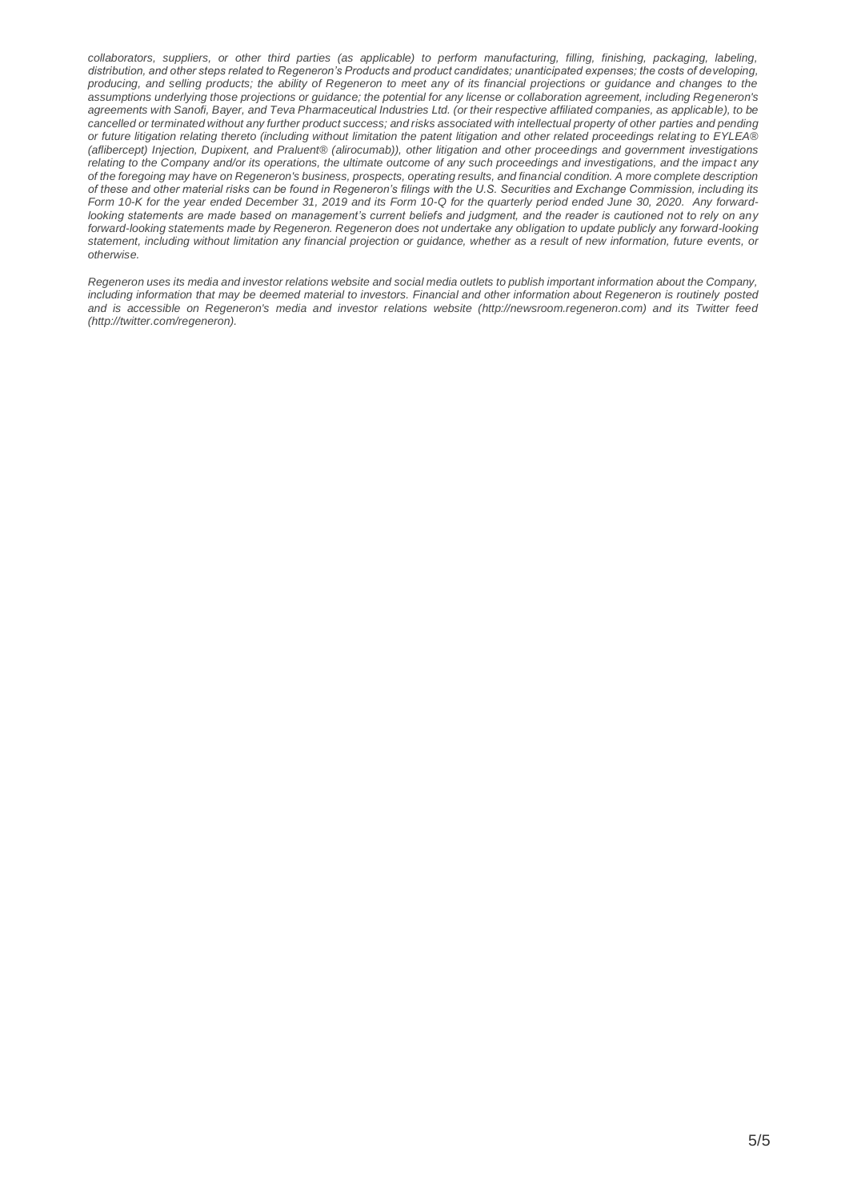*collaborators, suppliers, or other third parties (as applicable) to perform manufacturing, filling, finishing, packaging, labeling, distribution, and other steps related to Regeneron's Products and product candidates; unanticipated expenses; the costs of developing, producing, and selling products; the ability of Regeneron to meet any of its financial projections or guidance and changes to the assumptions underlying those projections or guidance; the potential for any license or collaboration agreement, including Regeneron's agreements with Sanofi, Bayer, and Teva Pharmaceutical Industries Ltd. (or their respective affiliated companies, as applicable), to be cancelled or terminated without any further product success; and risks associated with intellectual property of other parties and pending or future litigation relating thereto (including without limitation the patent litigation and other related proceedings relating to EYLEA® (aflibercept) Injection, Dupixent, and Praluent® (alirocumab)), other litigation and other proceedings and government investigations relating to the Company and/or its operations, the ultimate outcome of any such proceedings and investigations, and the impact any of the foregoing may have on Regeneron's business, prospects, operating results, and financial condition. A more complete description of these and other material risks can be found in Regeneron's filings with the U.S. Securities and Exchange Commission, including its Form 10-K for the year ended December 31, 2019 and its Form 10-Q for the quarterly period ended June 30, 2020. Any forward-looking statements are made based on management's current beliefs and judgment, and the reader is cautioned not to rely on any forward-looking statements made by Regeneron. Regeneron does not undertake any obligation to update publicly any forward-looking statement, including without limitation any financial projection or guidance, whether as a result of new information, future events, or otherwise.*

*Regeneron uses its media and investor relations website and social media outlets to publish important information about the Company, including information that may be deemed material to investors. Financial and other information about Regeneron is routinely posted and is accessible on Regeneron's media and investor relations website (http://newsroom.regeneron.com) and its Twitter feed (http://twitter.com/regeneron).*